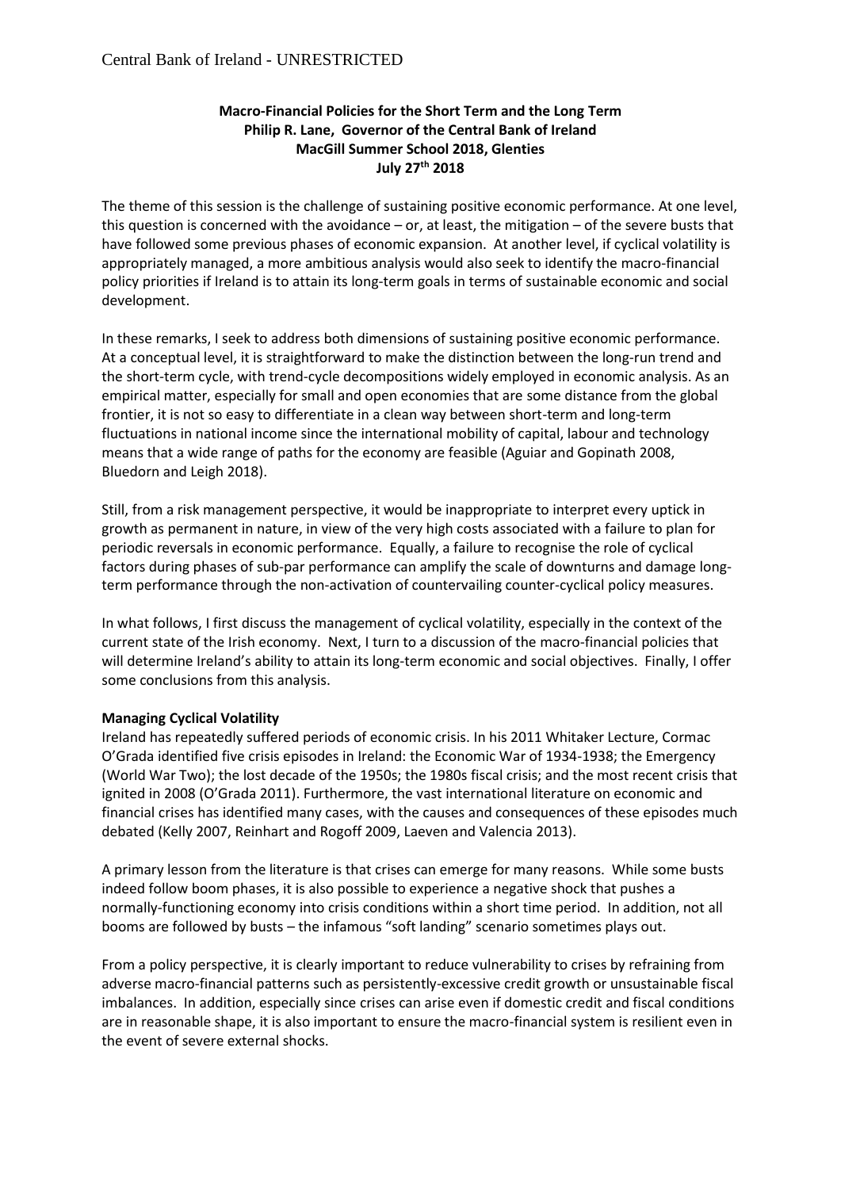**Macro-Financial Policies for the Short Term and the Long Term**
**Philip R. Lane, Governor of the Central Bank of Ireland**
**MacGill Summer School 2018, Glenties**
**July 27th 2018**

The theme of this session is the challenge of sustaining positive economic performance. At one level, this question is concerned with the avoidance – or, at least, the mitigation – of the severe busts that have followed some previous phases of economic expansion. At another level, if cyclical volatility is appropriately managed, a more ambitious analysis would also seek to identify the macro-financial policy priorities if Ireland is to attain its long-term goals in terms of sustainable economic and social development.

In these remarks, I seek to address both dimensions of sustaining positive economic performance. At a conceptual level, it is straightforward to make the distinction between the long-run trend and the short-term cycle, with trend-cycle decompositions widely employed in economic analysis. As an empirical matter, especially for small and open economies that are some distance from the global frontier, it is not so easy to differentiate in a clean way between short-term and long-term fluctuations in national income since the international mobility of capital, labour and technology means that a wide range of paths for the economy are feasible (Aguiar and Gopinath 2008, Bluedorn and Leigh 2018).

Still, from a risk management perspective, it would be inappropriate to interpret every uptick in growth as permanent in nature, in view of the very high costs associated with a failure to plan for periodic reversals in economic performance. Equally, a failure to recognise the role of cyclical factors during phases of sub-par performance can amplify the scale of downturns and damage long-term performance through the non-activation of countervailing counter-cyclical policy measures.

In what follows, I first discuss the management of cyclical volatility, especially in the context of the current state of the Irish economy. Next, I turn to a discussion of the macro-financial policies that will determine Ireland's ability to attain its long-term economic and social objectives. Finally, I offer some conclusions from this analysis.

**Managing Cyclical Volatility**

Ireland has repeatedly suffered periods of economic crisis. In his 2011 Whitaker Lecture, Cormac O'Grada identified five crisis episodes in Ireland: the Economic War of 1934-1938; the Emergency (World War Two); the lost decade of the 1950s; the 1980s fiscal crisis; and the most recent crisis that ignited in 2008 (O'Grada 2011). Furthermore, the vast international literature on economic and financial crises has identified many cases, with the causes and consequences of these episodes much debated (Kelly 2007, Reinhart and Rogoff 2009, Laeven and Valencia 2013).

A primary lesson from the literature is that crises can emerge for many reasons. While some busts indeed follow boom phases, it is also possible to experience a negative shock that pushes a normally-functioning economy into crisis conditions within a short time period. In addition, not all booms are followed by busts – the infamous "soft landing" scenario sometimes plays out.

From a policy perspective, it is clearly important to reduce vulnerability to crises by refraining from adverse macro-financial patterns such as persistently-excessive credit growth or unsustainable fiscal imbalances. In addition, especially since crises can arise even if domestic credit and fiscal conditions are in reasonable shape, it is also important to ensure the macro-financial system is resilient even in the event of severe external shocks.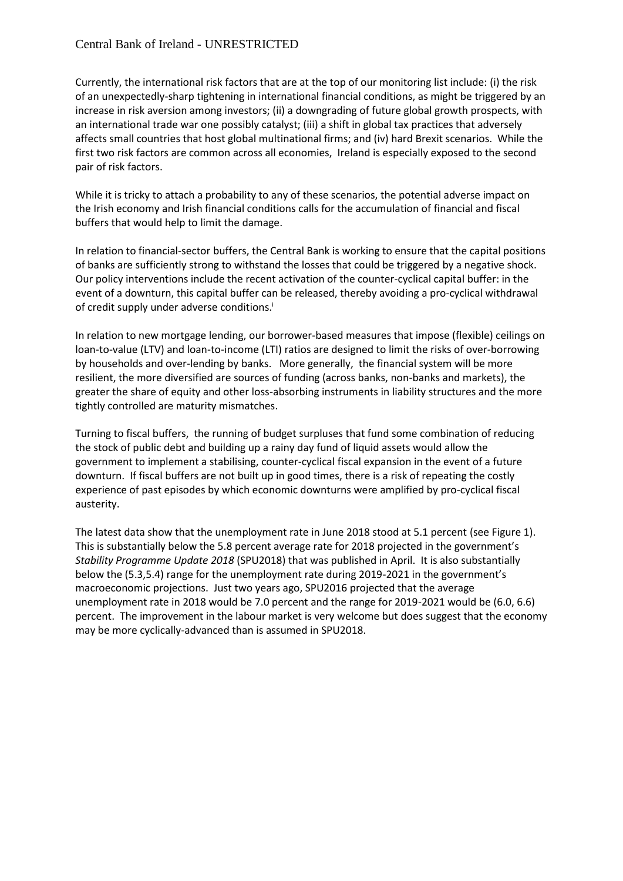Currently, the international risk factors that are at the top of our monitoring list include: (i) the risk of an unexpectedly-sharp tightening in international financial conditions, as might be triggered by an increase in risk aversion among investors; (ii) a downgrading of future global growth prospects, with an international trade war one possibly catalyst; (iii) a shift in global tax practices that adversely affects small countries that host global multinational firms; and (iv) hard Brexit scenarios. While the first two risk factors are common across all economies, Ireland is especially exposed to the second pair of risk factors.

While it is tricky to attach a probability to any of these scenarios, the potential adverse impact on the Irish economy and Irish financial conditions calls for the accumulation of financial and fiscal buffers that would help to limit the damage.

In relation to financial-sector buffers, the Central Bank is working to ensure that the capital positions of banks are sufficiently strong to withstand the losses that could be triggered by a negative shock. Our policy interventions include the recent activation of the counter-cyclical capital buffer: in the event of a downturn, this capital buffer can be released, thereby avoiding a pro-cyclical withdrawal of credit supply under adverse conditions.[i]

In relation to new mortgage lending, our borrower-based measures that impose (flexible) ceilings on loan-to-value (LTV) and loan-to-income (LTI) ratios are designed to limit the risks of over-borrowing by households and over-lending by banks. More generally, the financial system will be more resilient, the more diversified are sources of funding (across banks, non-banks and markets), the greater the share of equity and other loss-absorbing instruments in liability structures and the more tightly controlled are maturity mismatches.

Turning to fiscal buffers, the running of budget surpluses that fund some combination of reducing the stock of public debt and building up a rainy day fund of liquid assets would allow the government to implement a stabilising, counter-cyclical fiscal expansion in the event of a future downturn. If fiscal buffers are not built up in good times, there is a risk of repeating the costly experience of past episodes by which economic downturns were amplified by pro-cyclical fiscal austerity.

The latest data show that the unemployment rate in June 2018 stood at 5.1 percent (see Figure 1). This is substantially below the 5.8 percent average rate for 2018 projected in the government's *Stability Programme Update 2018* (SPU2018) that was published in April. It is also substantially below the (5.3,5.4) range for the unemployment rate during 2019-2021 in the government's macroeconomic projections. Just two years ago, SPU2016 projected that the average unemployment rate in 2018 would be 7.0 percent and the range for 2019-2021 would be (6.0, 6.6) percent. The improvement in the labour market is very welcome but does suggest that the economy may be more cyclically-advanced than is assumed in SPU2018.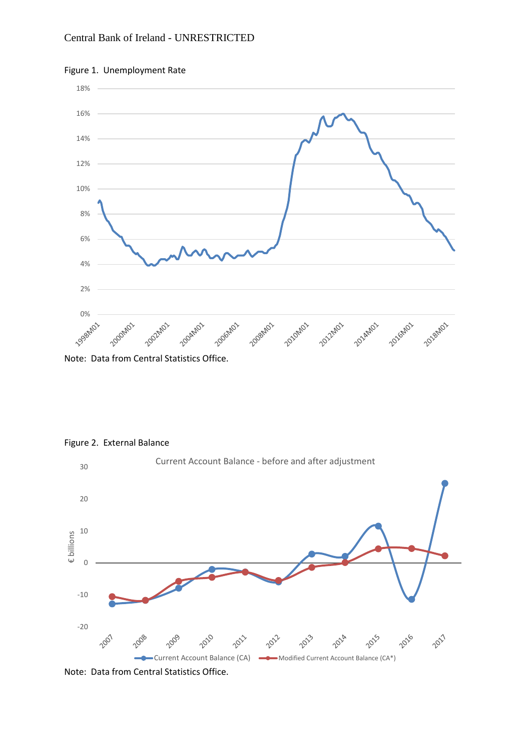Figure 1. Unemployment Rate

Note: Data from Central Statistics Office.

Figure 2. External Balance

Note: Data from Central Statistics Office.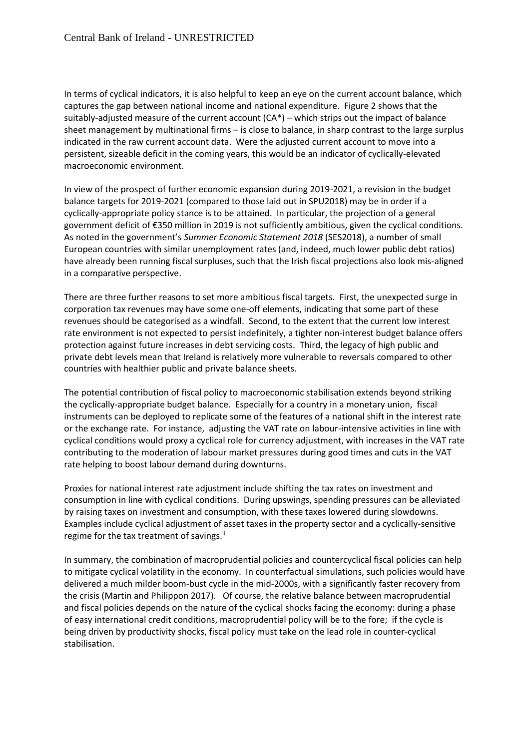In terms of cyclical indicators, it is also helpful to keep an eye on the current account balance, which captures the gap between national income and national expenditure. Figure 2 shows that the suitably-adjusted measure of the current account (CA*) – which strips out the impact of balance sheet management by multinational firms – is close to balance, in sharp contrast to the large surplus indicated in the raw current account data. Were the adjusted current account to move into a persistent, sizeable deficit in the coming years, this would be an indicator of cyclically-elevated macroeconomic environment.

In view of the prospect of further economic expansion during 2019-2021, a revision in the budget balance targets for 2019-2021 (compared to those laid out in SPU2018) may be in order if a cyclically-appropriate policy stance is to be attained. In particular, the projection of a general government deficit of €350 million in 2019 is not sufficiently ambitious, given the cyclical conditions. As noted in the government's *Summer Economic Statement 2018* (SES2018), a number of small European countries with similar unemployment rates (and, indeed, much lower public debt ratios) have already been running fiscal surpluses, such that the Irish fiscal projections also look mis-aligned in a comparative perspective.

There are three further reasons to set more ambitious fiscal targets. First, the unexpected surge in corporation tax revenues may have some one-off elements, indicating that some part of these revenues should be categorised as a windfall. Second, to the extent that the current low interest rate environment is not expected to persist indefinitely, a tighter non-interest budget balance offers protection against future increases in debt servicing costs. Third, the legacy of high public and private debt levels mean that Ireland is relatively more vulnerable to reversals compared to other countries with healthier public and private balance sheets.

The potential contribution of fiscal policy to macroeconomic stabilisation extends beyond striking the cyclically-appropriate budget balance. Especially for a country in a monetary union, fiscal instruments can be deployed to replicate some of the features of a national shift in the interest rate or the exchange rate. For instance, adjusting the VAT rate on labour-intensive activities in line with cyclical conditions would proxy a cyclical role for currency adjustment, with increases in the VAT rate contributing to the moderation of labour market pressures during good times and cuts in the VAT rate helping to boost labour demand during downturns.

Proxies for national interest rate adjustment include shifting the tax rates on investment and consumption in line with cyclical conditions. During upswings, spending pressures can be alleviated by raising taxes on investment and consumption, with these taxes lowered during slowdowns. Examples include cyclical adjustment of asset taxes in the property sector and a cyclically-sensitive regime for the tax treatment of savings.[ii]

In summary, the combination of macroprudential policies and countercyclical fiscal policies can help to mitigate cyclical volatility in the economy. In counterfactual simulations, such policies would have delivered a much milder boom-bust cycle in the mid-2000s, with a significantly faster recovery from the crisis (Martin and Philippon 2017). Of course, the relative balance between macroprudential and fiscal policies depends on the nature of the cyclical shocks facing the economy: during a phase of easy international credit conditions, macroprudential policy will be to the fore; if the cycle is being driven by productivity shocks, fiscal policy must take on the lead role in counter-cyclical stabilisation.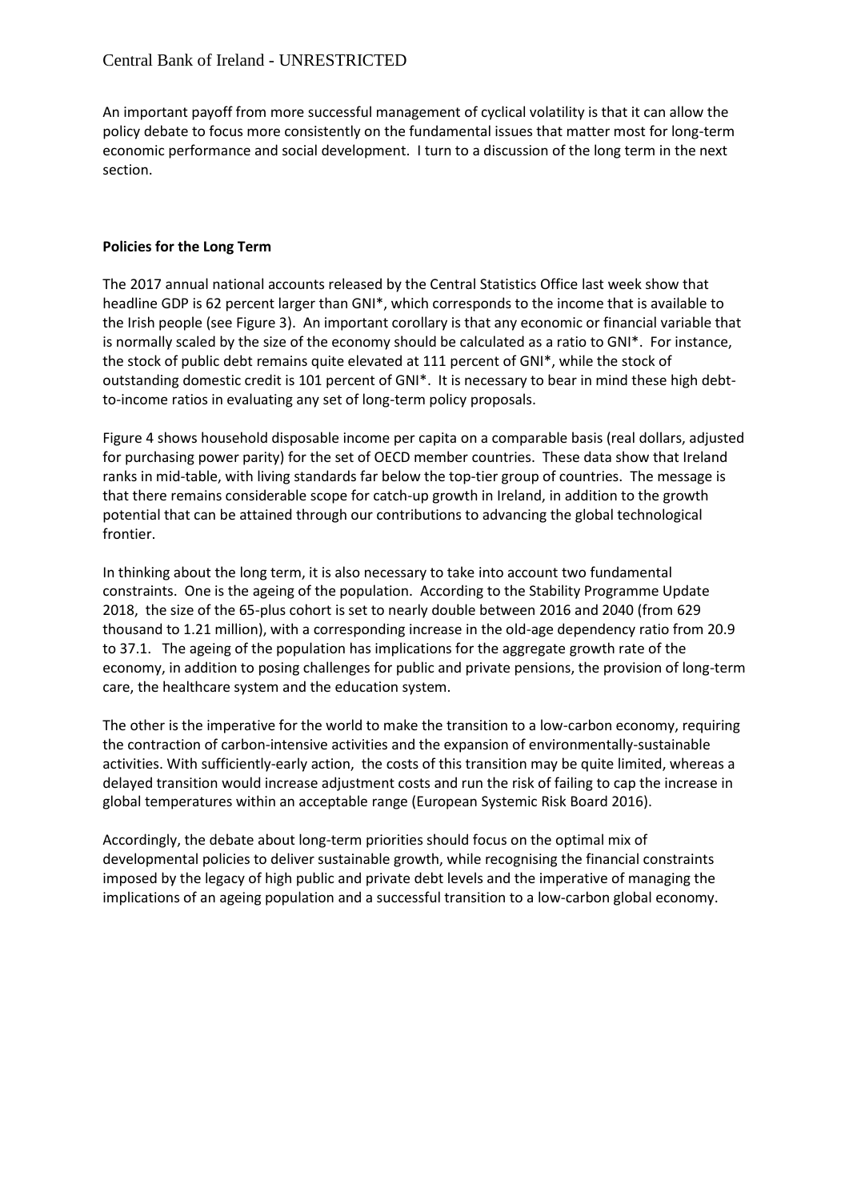An important payoff from more successful management of cyclical volatility is that it can allow the policy debate to focus more consistently on the fundamental issues that matter most for long-term economic performance and social development. I turn to a discussion of the long term in the next section.

**Policies for the Long Term**

The 2017 annual national accounts released by the Central Statistics Office last week show that headline GDP is 62 percent larger than GNI*, which corresponds to the income that is available to the Irish people (see Figure 3). An important corollary is that any economic or financial variable that is normally scaled by the size of the economy should be calculated as a ratio to GNI*. For instance, the stock of public debt remains quite elevated at 111 percent of GNI*, while the stock of outstanding domestic credit is 101 percent of GNI*. It is necessary to bear in mind these high debt-to-income ratios in evaluating any set of long-term policy proposals.

Figure 4 shows household disposable income per capita on a comparable basis (real dollars, adjusted for purchasing power parity) for the set of OECD member countries. These data show that Ireland ranks in mid-table, with living standards far below the top-tier group of countries. The message is that there remains considerable scope for catch-up growth in Ireland, in addition to the growth potential that can be attained through our contributions to advancing the global technological frontier.

In thinking about the long term, it is also necessary to take into account two fundamental constraints. One is the ageing of the population. According to the Stability Programme Update 2018, the size of the 65-plus cohort is set to nearly double between 2016 and 2040 (from 629 thousand to 1.21 million), with a corresponding increase in the old-age dependency ratio from 20.9 to 37.1. The ageing of the population has implications for the aggregate growth rate of the economy, in addition to posing challenges for public and private pensions, the provision of long-term care, the healthcare system and the education system.

The other is the imperative for the world to make the transition to a low-carbon economy, requiring the contraction of carbon-intensive activities and the expansion of environmentally-sustainable activities. With sufficiently-early action, the costs of this transition may be quite limited, whereas a delayed transition would increase adjustment costs and run the risk of failing to cap the increase in global temperatures within an acceptable range (European Systemic Risk Board 2016).

Accordingly, the debate about long-term priorities should focus on the optimal mix of developmental policies to deliver sustainable growth, while recognising the financial constraints imposed by the legacy of high public and private debt levels and the imperative of managing the implications of an ageing population and a successful transition to a low-carbon global economy.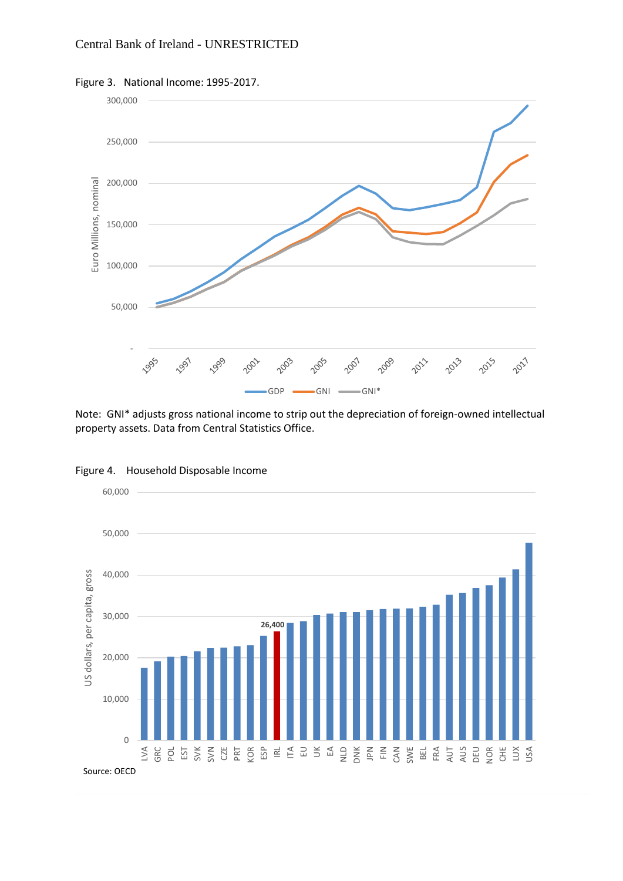Figure 3. National Income: 1995-2017.

Note: GNI* adjusts gross national income to strip out the depreciation of foreign-owned intellectual property assets. Data from Central Statistics Office.

Figure 4. Household Disposable Income

Source: OECD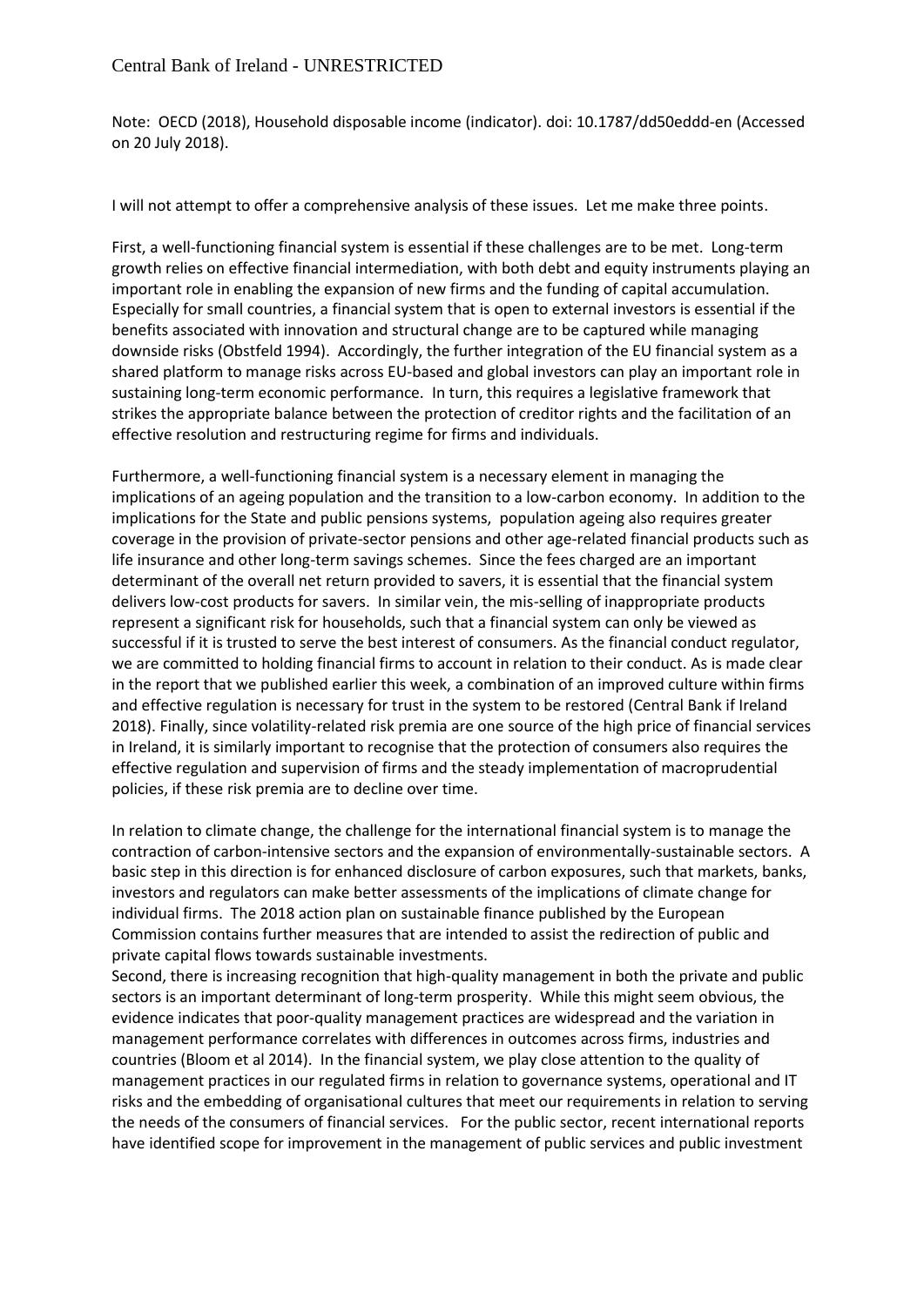Note: OECD (2018), Household disposable income (indicator). doi: 10.1787/dd50eddd-en (Accessed on 20 July 2018).

I will not attempt to offer a comprehensive analysis of these issues. Let me make three points.

First, a well-functioning financial system is essential if these challenges are to be met. Long-term growth relies on effective financial intermediation, with both debt and equity instruments playing an important role in enabling the expansion of new firms and the funding of capital accumulation. Especially for small countries, a financial system that is open to external investors is essential if the benefits associated with innovation and structural change are to be captured while managing downside risks (Obstfeld 1994). Accordingly, the further integration of the EU financial system as a shared platform to manage risks across EU-based and global investors can play an important role in sustaining long-term economic performance. In turn, this requires a legislative framework that strikes the appropriate balance between the protection of creditor rights and the facilitation of an effective resolution and restructuring regime for firms and individuals.

Furthermore, a well-functioning financial system is a necessary element in managing the implications of an ageing population and the transition to a low-carbon economy. In addition to the implications for the State and public pensions systems, population ageing also requires greater coverage in the provision of private-sector pensions and other age-related financial products such as life insurance and other long-term savings schemes. Since the fees charged are an important determinant of the overall net return provided to savers, it is essential that the financial system delivers low-cost products for savers. In similar vein, the mis-selling of inappropriate products represent a significant risk for households, such that a financial system can only be viewed as successful if it is trusted to serve the best interest of consumers. As the financial conduct regulator, we are committed to holding financial firms to account in relation to their conduct. As is made clear in the report that we published earlier this week, a combination of an improved culture within firms and effective regulation is necessary for trust in the system to be restored (Central Bank if Ireland 2018). Finally, since volatility-related risk premia are one source of the high price of financial services in Ireland, it is similarly important to recognise that the protection of consumers also requires the effective regulation and supervision of firms and the steady implementation of macroprudential policies, if these risk premia are to decline over time.

In relation to climate change, the challenge for the international financial system is to manage the contraction of carbon-intensive sectors and the expansion of environmentally-sustainable sectors. A basic step in this direction is for enhanced disclosure of carbon exposures, such that markets, banks, investors and regulators can make better assessments of the implications of climate change for individual firms. The 2018 action plan on sustainable finance published by the European Commission contains further measures that are intended to assist the redirection of public and private capital flows towards sustainable investments.

Second, there is increasing recognition that high-quality management in both the private and public sectors is an important determinant of long-term prosperity. While this might seem obvious, the evidence indicates that poor-quality management practices are widespread and the variation in management performance correlates with differences in outcomes across firms, industries and countries (Bloom et al 2014). In the financial system, we play close attention to the quality of management practices in our regulated firms in relation to governance systems, operational and IT risks and the embedding of organisational cultures that meet our requirements in relation to serving the needs of the consumers of financial services. For the public sector, recent international reports have identified scope for improvement in the management of public services and public investment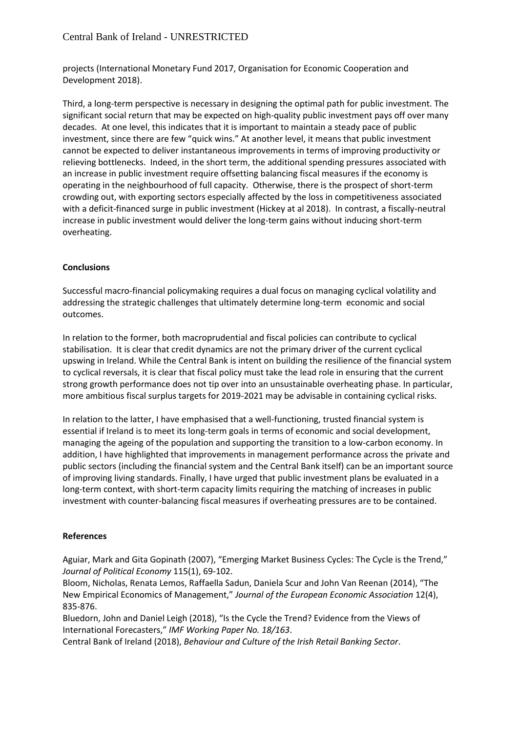projects (International Monetary Fund 2017, Organisation for Economic Cooperation and Development 2018).

Third, a long-term perspective is necessary in designing the optimal path for public investment. The significant social return that may be expected on high-quality public investment pays off over many decades. At one level, this indicates that it is important to maintain a steady pace of public investment, since there are few "quick wins." At another level, it means that public investment cannot be expected to deliver instantaneous improvements in terms of improving productivity or relieving bottlenecks. Indeed, in the short term, the additional spending pressures associated with an increase in public investment require offsetting balancing fiscal measures if the economy is operating in the neighbourhood of full capacity. Otherwise, there is the prospect of short-term crowding out, with exporting sectors especially affected by the loss in competitiveness associated with a deficit-financed surge in public investment (Hickey at al 2018). In contrast, a fiscally-neutral increase in public investment would deliver the long-term gains without inducing short-term overheating.

**Conclusions**

Successful macro-financial policymaking requires a dual focus on managing cyclical volatility and addressing the strategic challenges that ultimately determine long-term economic and social outcomes.

In relation to the former, both macroprudential and fiscal policies can contribute to cyclical stabilisation. It is clear that credit dynamics are not the primary driver of the current cyclical upswing in Ireland. While the Central Bank is intent on building the resilience of the financial system to cyclical reversals, it is clear that fiscal policy must take the lead role in ensuring that the current strong growth performance does not tip over into an unsustainable overheating phase. In particular, more ambitious fiscal surplus targets for 2019-2021 may be advisable in containing cyclical risks.

In relation to the latter, I have emphasised that a well-functioning, trusted financial system is essential if Ireland is to meet its long-term goals in terms of economic and social development, managing the ageing of the population and supporting the transition to a low-carbon economy. In addition, I have highlighted that improvements in management performance across the private and public sectors (including the financial system and the Central Bank itself) can be an important source of improving living standards. Finally, I have urged that public investment plans be evaluated in a long-term context, with short-term capacity limits requiring the matching of increases in public investment with counter-balancing fiscal measures if overheating pressures are to be contained.

**References**

Aguiar, Mark and Gita Gopinath (2007), "Emerging Market Business Cycles: The Cycle is the Trend," *Journal of Political Economy* 115(1), 69-102.

Bloom, Nicholas, Renata Lemos, Raffaella Sadun, Daniela Scur and John Van Reenan (2014), "The New Empirical Economics of Management," *Journal of the European Economic Association* 12(4), 835-876.

Bluedorn, John and Daniel Leigh (2018), "Is the Cycle the Trend? Evidence from the Views of International Forecasters," *IMF Working Paper No. 18/163*.

Central Bank of Ireland (2018), *Behaviour and Culture of the Irish Retail Banking Sector*.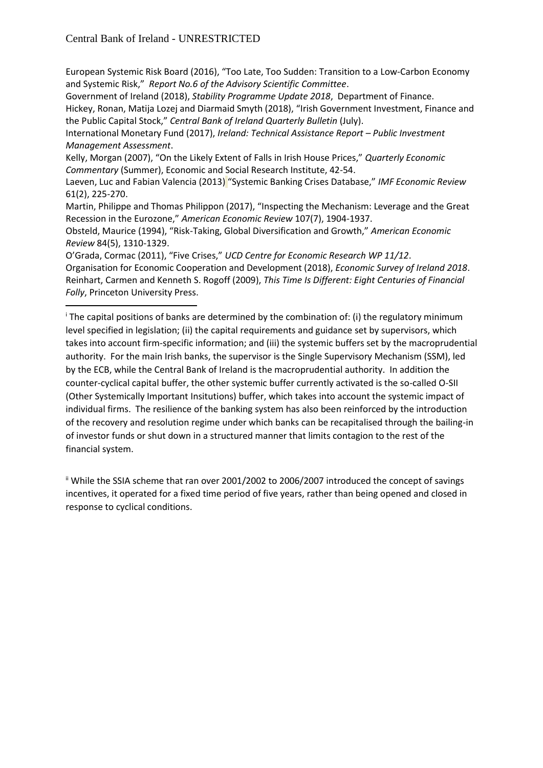European Systemic Risk Board (2016), "Too Late, Too Sudden: Transition to a Low-Carbon Economy and Systemic Risk," *Report No.6 of the Advisory Scientific Committee*.
Government of Ireland (2018), *Stability Programme Update 2018*, Department of Finance.
Hickey, Ronan, Matija Lozej and Diarmaid Smyth (2018), "Irish Government Investment, Finance and the Public Capital Stock," *Central Bank of Ireland Quarterly Bulletin* (July).
International Monetary Fund (2017), *Ireland: Technical Assistance Report – Public Investment Management Assessment*.
Kelly, Morgan (2007), "On the Likely Extent of Falls in Irish House Prices," *Quarterly Economic Commentary* (Summer), Economic and Social Research Institute, 42-54.
Laeven, Luc and Fabian Valencia (2013) "Systemic Banking Crises Database," *IMF Economic Review* 61(2), 225-270.
Martin, Philippe and Thomas Philippon (2017), "Inspecting the Mechanism: Leverage and the Great Recession in the Eurozone," *American Economic Review* 107(7), 1904-1937.
Obsteld, Maurice (1994), "Risk-Taking, Global Diversification and Growth," *American Economic Review* 84(5), 1310-1329.
O'Grada, Cormac (2011), "Five Crises," *UCD Centre for Economic Research WP 11/12*.
Organisation for Economic Cooperation and Development (2018), *Economic Survey of Ireland 2018*.
Reinhart, Carmen and Kenneth S. Rogoff (2009), *This Time Is Different: Eight Centuries of Financial Folly*, Princeton University Press.

---

[i] The capital positions of banks are determined by the combination of: (i) the regulatory minimum level specified in legislation; (ii) the capital requirements and guidance set by supervisors, which takes into account firm-specific information; and (iii) the systemic buffers set by the macroprudential authority. For the main Irish banks, the supervisor is the Single Supervisory Mechanism (SSM), led by the ECB, while the Central Bank of Ireland is the macroprudential authority. In addition the counter-cyclical capital buffer, the other systemic buffer currently activated is the so-called O-SII (Other Systemically Important Insitutions) buffer, which takes into account the systemic impact of individual firms. The resilience of the banking system has also been reinforced by the introduction of the recovery and resolution regime under which banks can be recapitalised through the bailing-in of investor funds or shut down in a structured manner that limits contagion to the rest of the financial system.

[ii] While the SSIA scheme that ran over 2001/2002 to 2006/2007 introduced the concept of savings incentives, it operated for a fixed time period of five years, rather than being opened and closed in response to cyclical conditions.